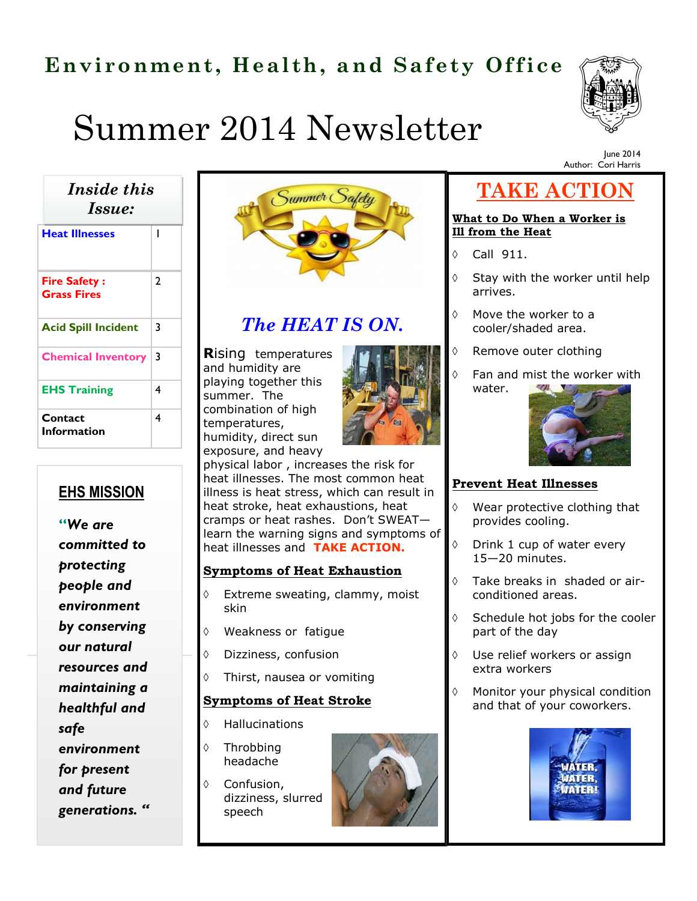# Environment, Health, and Safety Office

# Summer 2014 Newsletter

June 2014
Author: Cori Harris

## Inside this Issue:

| Heat Illnesses | 1 |
|---|---|
| Fire Safety : Grass Fires | 2 |
| Acid Spill Incident | 3 |
| Chemical Inventory | 3 |
| EHS Training | 4 |
| Contact Information | 4 |

## EHS MISSION

***"We are committed to protecting people and environment by conserving our natural resources and maintaining a healthful and safe environment for present and future generations. "***

## *The HEAT IS ON.*

**R**ising temperatures and humidity are playing together this summer. The combination of high temperatures, humidity, direct sun exposure, and heavy physical labor , increases the risk for heat illnesses. The most common heat illness is heat stress, which can result in heat stroke, heat exhaustions, heat cramps or heat rashes. Don't SWEAT—learn the warning signs and symptoms of heat illnesses and **TAKE ACTION.**

### Symptoms of Heat Exhaustion

- Extreme sweating, clammy, moist skin
- Weakness or fatigue
- Dizziness, confusion
- Thirst, nausea or vomiting

### Symptoms of Heat Stroke

- Hallucinations
- Throbbing headache
- Confusion, dizziness, slurred speech

## TAKE ACTION

### What to Do When a Worker is Ill from the Heat

- Call 911.
- Stay with the worker until help arrives.
- Move the worker to a cooler/shaded area.
- Remove outer clothing
- Fan and mist the worker with water.

### Prevent Heat Illnesses

- Wear protective clothing that provides cooling.
- Drink 1 cup of water every 15—20 minutes.
- Take breaks in shaded or air-conditioned areas.
- Schedule hot jobs for the cooler part of the day
- Use relief workers or assign extra workers
- Monitor your physical condition and that of your coworkers.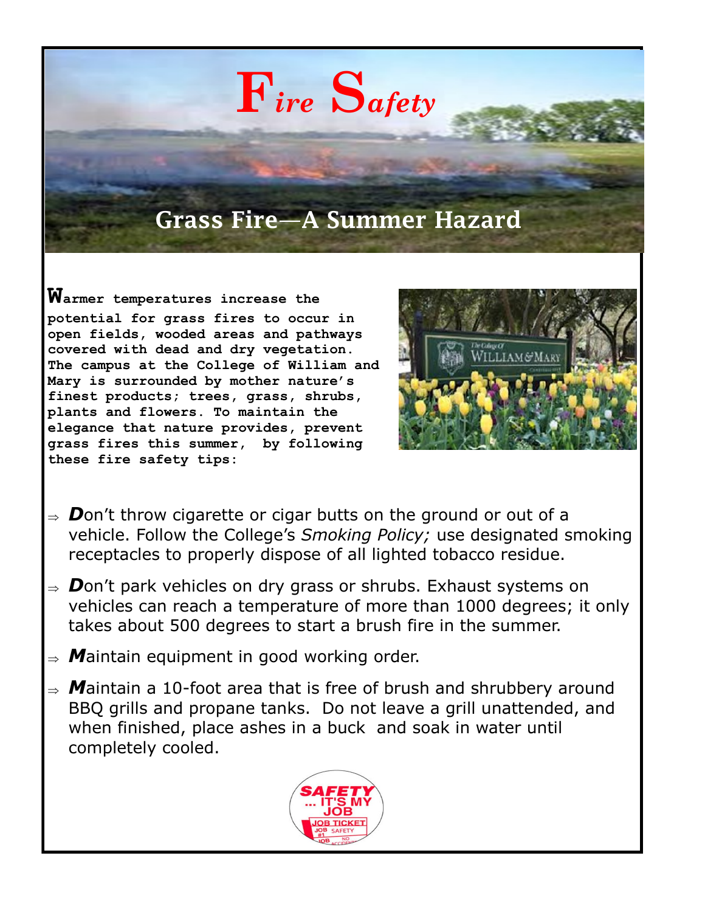# Fire Safety

## Grass Fire—A Summer Hazard

**Warmer temperatures increase the potential for grass fires to occur in open fields, wooded areas and pathways covered with dead and dry vegetation. The campus at the College of William and Mary is surrounded by mother nature's finest products; trees, grass, shrubs, plants and flowers. To maintain the elegance that nature provides, prevent grass fires this summer, by following these fire safety tips:**

- ***D***on't throw cigarette or cigar butts on the ground or out of a vehicle. Follow the College's *Smoking Policy;* use designated smoking receptacles to properly dispose of all lighted tobacco residue.
- ***D***on't park vehicles on dry grass or shrubs. Exhaust systems on vehicles can reach a temperature of more than 1000 degrees; it only takes about 500 degrees to start a brush fire in the summer.
- ***M***aintain equipment in good working order.
- ***M***aintain a 10-foot area that is free of brush and shrubbery around BBQ grills and propane tanks. Do not leave a grill unattended, and when finished, place ashes in a buck and soak in water until completely cooled.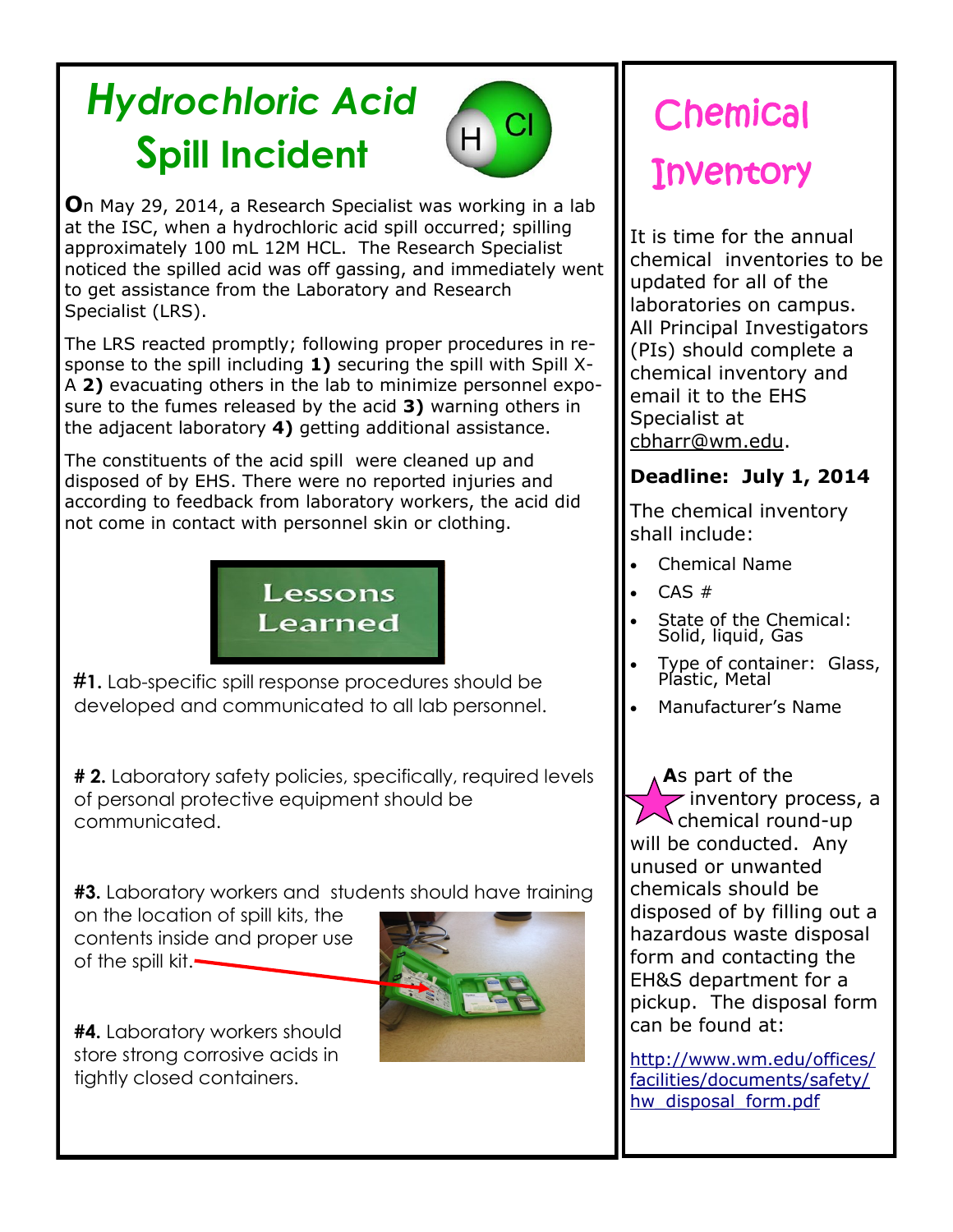# Hydrochloric Acid Spill Incident

**O**n May 29, 2014, a Research Specialist was working in a lab at the ISC, when a hydrochloric acid spill occurred; spilling approximately 100 mL 12M HCL. The Research Specialist noticed the spilled acid was off gassing, and immediately went to get assistance from the Laboratory and Research Specialist (LRS).

The LRS reacted promptly; following proper procedures in response to the spill including **1)** securing the spill with Spill X-A **2)** evacuating others in the lab to minimize personnel exposure to the fumes released by the acid **3)** warning others in the adjacent laboratory **4)** getting additional assistance.

The constituents of the acid spill were cleaned up and disposed of by EHS. There were no reported injuries and according to feedback from laboratory workers, the acid did not come in contact with personnel skin or clothing.

## Lessons Learned

**#1.** Lab-specific spill response procedures should be developed and communicated to all lab personnel.

**# 2.** Laboratory safety policies, specifically, required levels of personal protective equipment should be communicated.

**#3.** Laboratory workers and students should have training on the location of spill kits, the contents inside and proper use of the spill kit.

**#4.** Laboratory workers should store strong corrosive acids in tightly closed containers.

# Chemical Inventory

It is time for the annual chemical inventories to be updated for all of the laboratories on campus. All Principal Investigators (PIs) should complete a chemical inventory and email it to the EHS Specialist at cbharr@wm.edu.

**Deadline: July 1, 2014**

The chemical inventory shall include:

- Chemical Name
- CAS #
- State of the Chemical: Solid, liquid, Gas
- Type of container: Glass, Plastic, Metal
- Manufacturer's Name

**A**s part of the inventory process, a chemical round-up will be conducted. Any unused or unwanted chemicals should be disposed of by filling out a hazardous waste disposal form and contacting the EH&S department for a pickup. The disposal form can be found at:

http://www.wm.edu/offices/facilities/documents/safety/hw_disposal_form.pdf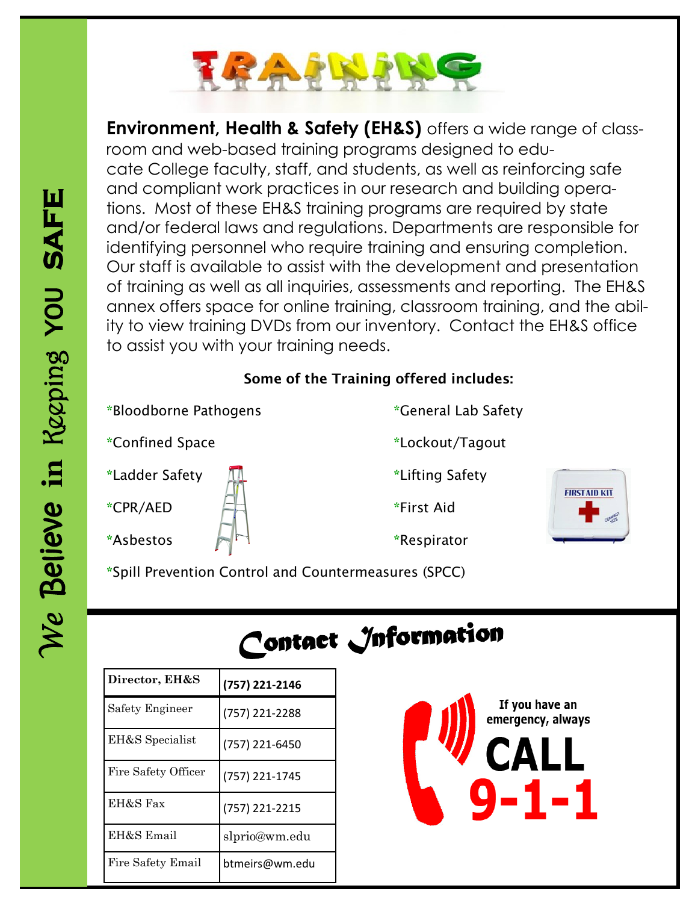We Believe in Keeping YOU SAFE

# TRAINING

**Environment, Health & Safety (EH&S)** offers a wide range of classroom and web-based training programs designed to educate College faculty, staff, and students, as well as reinforcing safe and compliant work practices in our research and building operations. Most of these EH&S training programs are required by state and/or federal laws and regulations. Departments are responsible for identifying personnel who require training and ensuring completion. Our staff is available to assist with the development and presentation of training as well as all inquiries, assessments and reporting. The EH&S annex offers space for online training, classroom training, and the ability to view training DVDs from our inventory. Contact the EH&S office to assist you with your training needs.

**Some of the Training offered includes:**

*Bloodborne Pathogens

*Confined Space

*Ladder Safety

*CPR/AED

*Asbestos

*General Lab Safety

*Lockout/Tagout

*Lifting Safety

*First Aid

*Respirator

*Spill Prevention Control and Countermeasures (SPCC)

## Contact Information

| | |
|---|---|
| **Director, EH&S** | **(757) 221-2146** |
| Safety Engineer | (757) 221-2288 |
| EH&S Specialist | (757) 221-6450 |
| Fire Safety Officer | (757) 221-1745 |
| EH&S Fax | (757) 221-2215 |
| EH&S Email | slprio@wm.edu |
| Fire Safety Email | btmeirs@wm.edu |

**If you have an emergency, always**

**CALL 9-1-1**